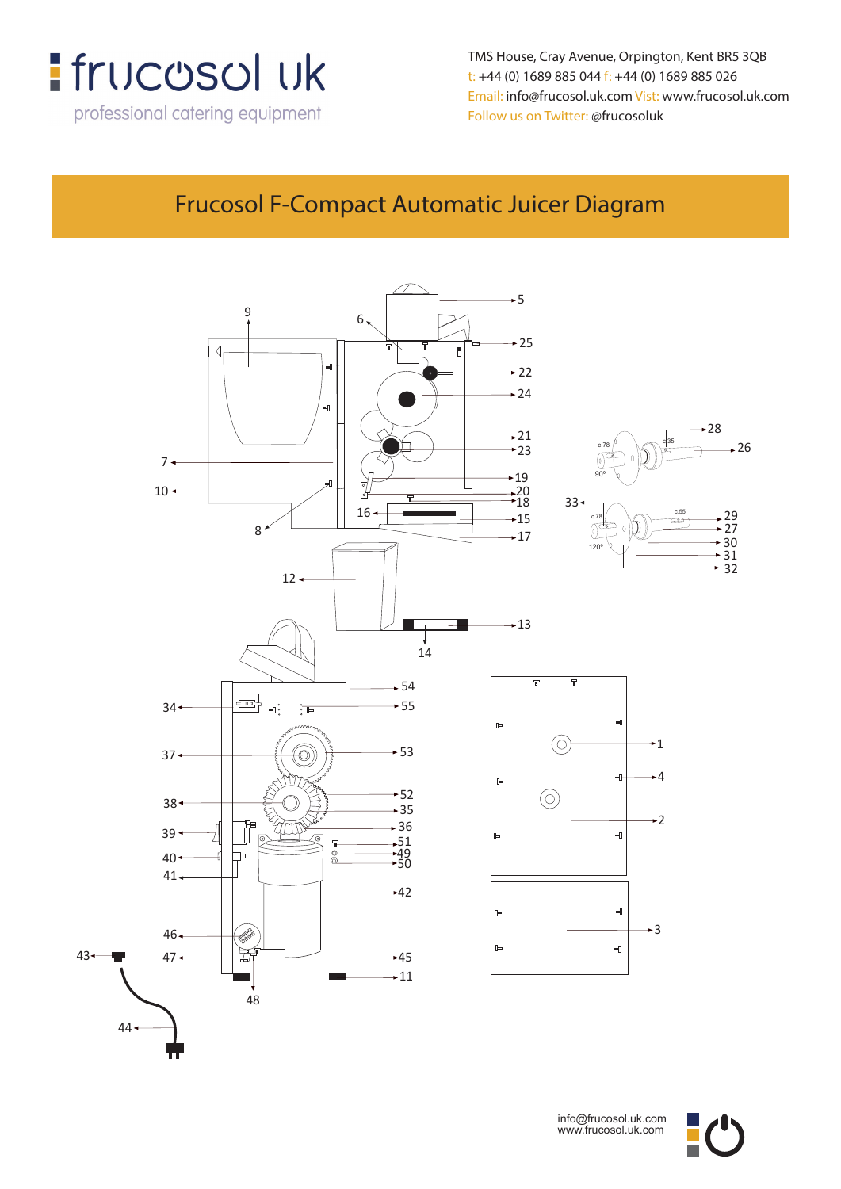frucosol uk

professional catering equipment

TMS House, Cray Avenue, Orpington, Kent BR5 3QB
t: +44 (0) 1689 885 044 f: +44 (0) 1689 885 026
Email: info@frucosol.uk.com Vist: www.frucosol.uk.com
Follow us on Twitter: @frucosoluk

# Frucosol F-Compact Automatic Juicer Diagram

9
6
5
25
22
24
21
23
19
20
18
16
15
17
7
10
8
12
13
14
28
26
c.78
c.35
90°
33
c.78
c.55
29
27
30
31
32
120°
34
54
55
37
53
38
52
35
36
39
51
49
50
40
41
42
46
43
47
45
11
48
44
1
4
2
3

info@frucosol.uk.com
www.frucosol.uk.com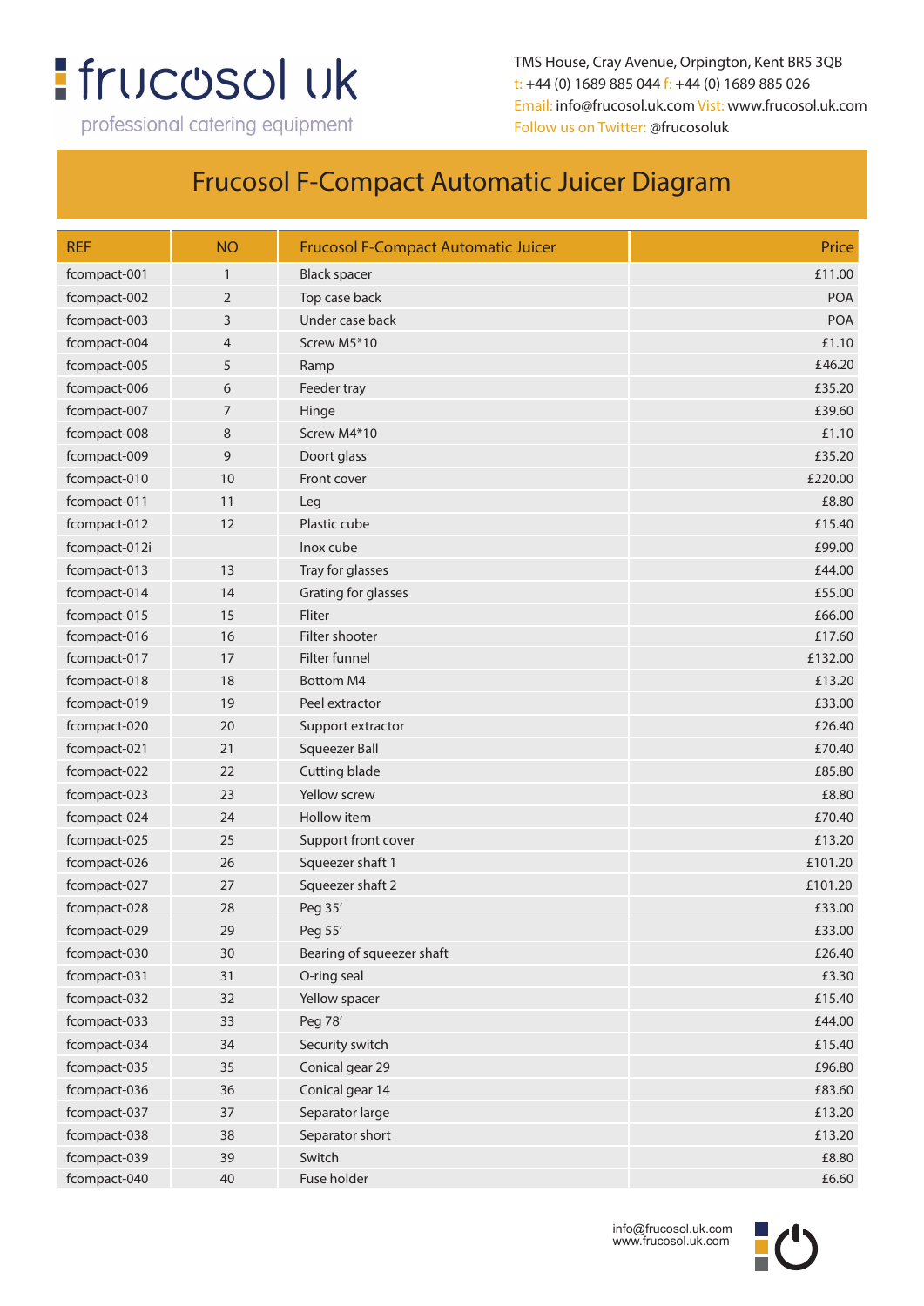frucosol uk

professional catering equipment

TMS House, Cray Avenue, Orpington, Kent BR5 3QB
t: +44 (0) 1689 885 044 f: +44 (0) 1689 885 026
Email: info@frucosol.uk.com Vist: www.frucosol.uk.com
Follow us on Twitter: @frucosoluk

# Frucosol F-Compact Automatic Juicer Diagram

| REF | NO | Frucosol F-Compact Automatic Juicer | Price |
|---|---|---|---|
| fcompact-001 | 1 | Black spacer | £11.00 |
| fcompact-002 | 2 | Top case back | POA |
| fcompact-003 | 3 | Under case back | POA |
| fcompact-004 | 4 | Screw M5*10 | £1.10 |
| fcompact-005 | 5 | Ramp | £46.20 |
| fcompact-006 | 6 | Feeder tray | £35.20 |
| fcompact-007 | 7 | Hinge | £39.60 |
| fcompact-008 | 8 | Screw M4*10 | £1.10 |
| fcompact-009 | 9 | Doort glass | £35.20 |
| fcompact-010 | 10 | Front cover | £220.00 |
| fcompact-011 | 11 | Leg | £8.80 |
| fcompact-012 | 12 | Plastic cube | £15.40 |
| fcompact-012i | | Inox cube | £99.00 |
| fcompact-013 | 13 | Tray for glasses | £44.00 |
| fcompact-014 | 14 | Grating for glasses | £55.00 |
| fcompact-015 | 15 | Fliter | £66.00 |
| fcompact-016 | 16 | Filter shooter | £17.60 |
| fcompact-017 | 17 | Filter funnel | £132.00 |
| fcompact-018 | 18 | Bottom M4 | £13.20 |
| fcompact-019 | 19 | Peel extractor | £33.00 |
| fcompact-020 | 20 | Support extractor | £26.40 |
| fcompact-021 | 21 | Squeezer Ball | £70.40 |
| fcompact-022 | 22 | Cutting blade | £85.80 |
| fcompact-023 | 23 | Yellow screw | £8.80 |
| fcompact-024 | 24 | Hollow item | £70.40 |
| fcompact-025 | 25 | Support front cover | £13.20 |
| fcompact-026 | 26 | Squeezer shaft 1 | £101.20 |
| fcompact-027 | 27 | Squeezer shaft 2 | £101.20 |
| fcompact-028 | 28 | Peg 35’ | £33.00 |
| fcompact-029 | 29 | Peg 55’ | £33.00 |
| fcompact-030 | 30 | Bearing of squeezer shaft | £26.40 |
| fcompact-031 | 31 | O-ring seal | £3.30 |
| fcompact-032 | 32 | Yellow spacer | £15.40 |
| fcompact-033 | 33 | Peg 78’ | £44.00 |
| fcompact-034 | 34 | Security switch | £15.40 |
| fcompact-035 | 35 | Conical gear 29 | £96.80 |
| fcompact-036 | 36 | Conical gear 14 | £83.60 |
| fcompact-037 | 37 | Separator large | £13.20 |
| fcompact-038 | 38 | Separator short | £13.20 |
| fcompact-039 | 39 | Switch | £8.80 |
| fcompact-040 | 40 | Fuse holder | £6.60 |

info@frucosol.uk.com
www.frucosol.uk.com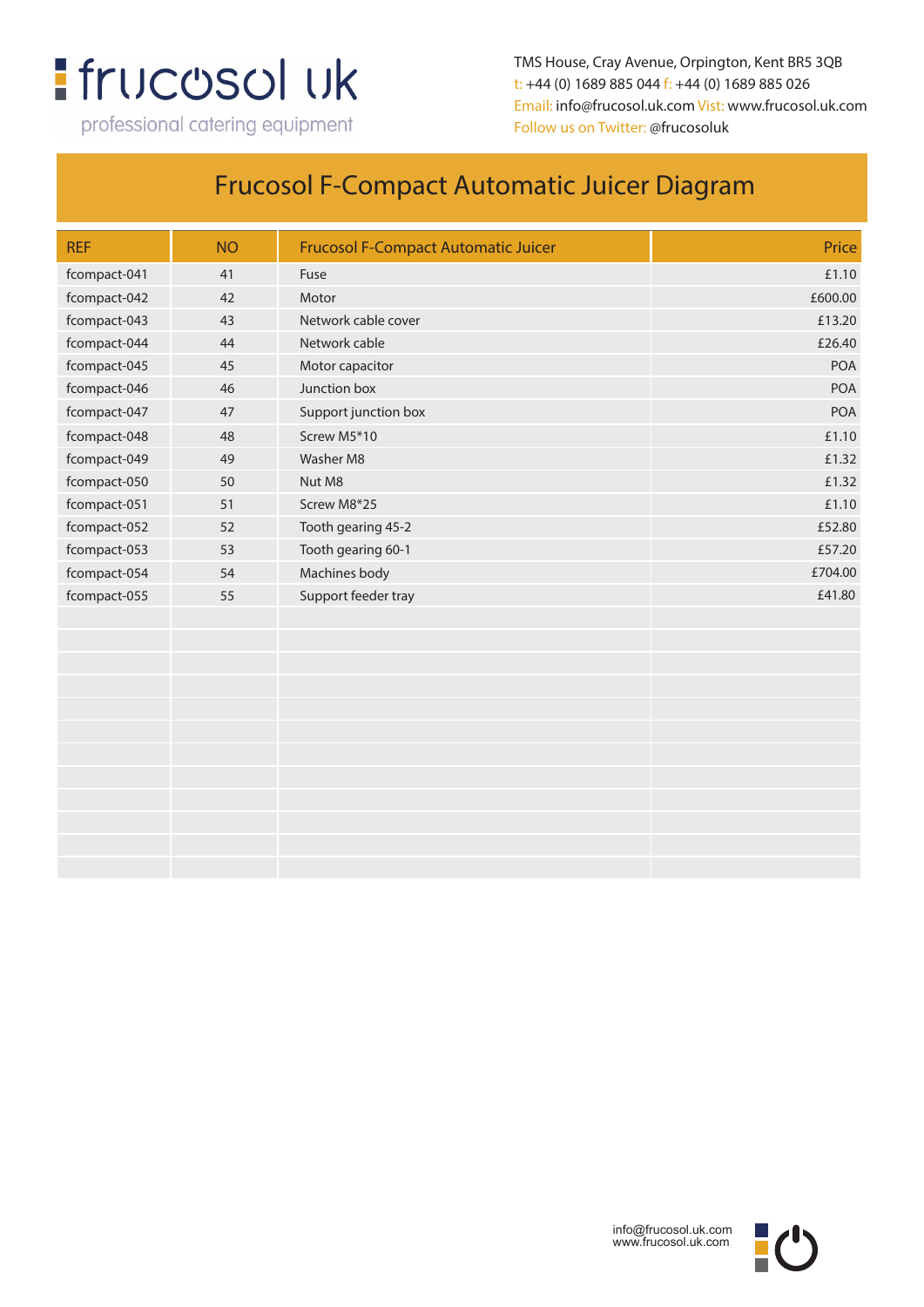frucosol uk

professional catering equipment

TMS House, Cray Avenue, Orpington, Kent BR5 3QB
t: +44 (0) 1689 885 044 f: +44 (0) 1689 885 026
Email: info@frucosol.uk.com Vist: www.frucosol.uk.com
Follow us on Twitter: @frucosoluk

# Frucosol F-Compact Automatic Juicer Diagram

| REF | NO | Frucosol F-Compact Automatic Juicer | Price |
|---|---|---|---|
| fcompact-041 | 41 | Fuse | £1.10 |
| fcompact-042 | 42 | Motor | £600.00 |
| fcompact-043 | 43 | Network cable cover | £13.20 |
| fcompact-044 | 44 | Network cable | £26.40 |
| fcompact-045 | 45 | Motor capacitor | POA |
| fcompact-046 | 46 | Junction box | POA |
| fcompact-047 | 47 | Support junction box | POA |
| fcompact-048 | 48 | Screw M5*10 | £1.10 |
| fcompact-049 | 49 | Washer M8 | £1.32 |
| fcompact-050 | 50 | Nut M8 | £1.32 |
| fcompact-051 | 51 | Screw M8*25 | £1.10 |
| fcompact-052 | 52 | Tooth gearing 45-2 | £52.80 |
| fcompact-053 | 53 | Tooth gearing 60-1 | £57.20 |
| fcompact-054 | 54 | Machines body | £704.00 |
| fcompact-055 | 55 | Support feeder tray | £41.80 |

info@frucosol.uk.com
www.frucosol.uk.com